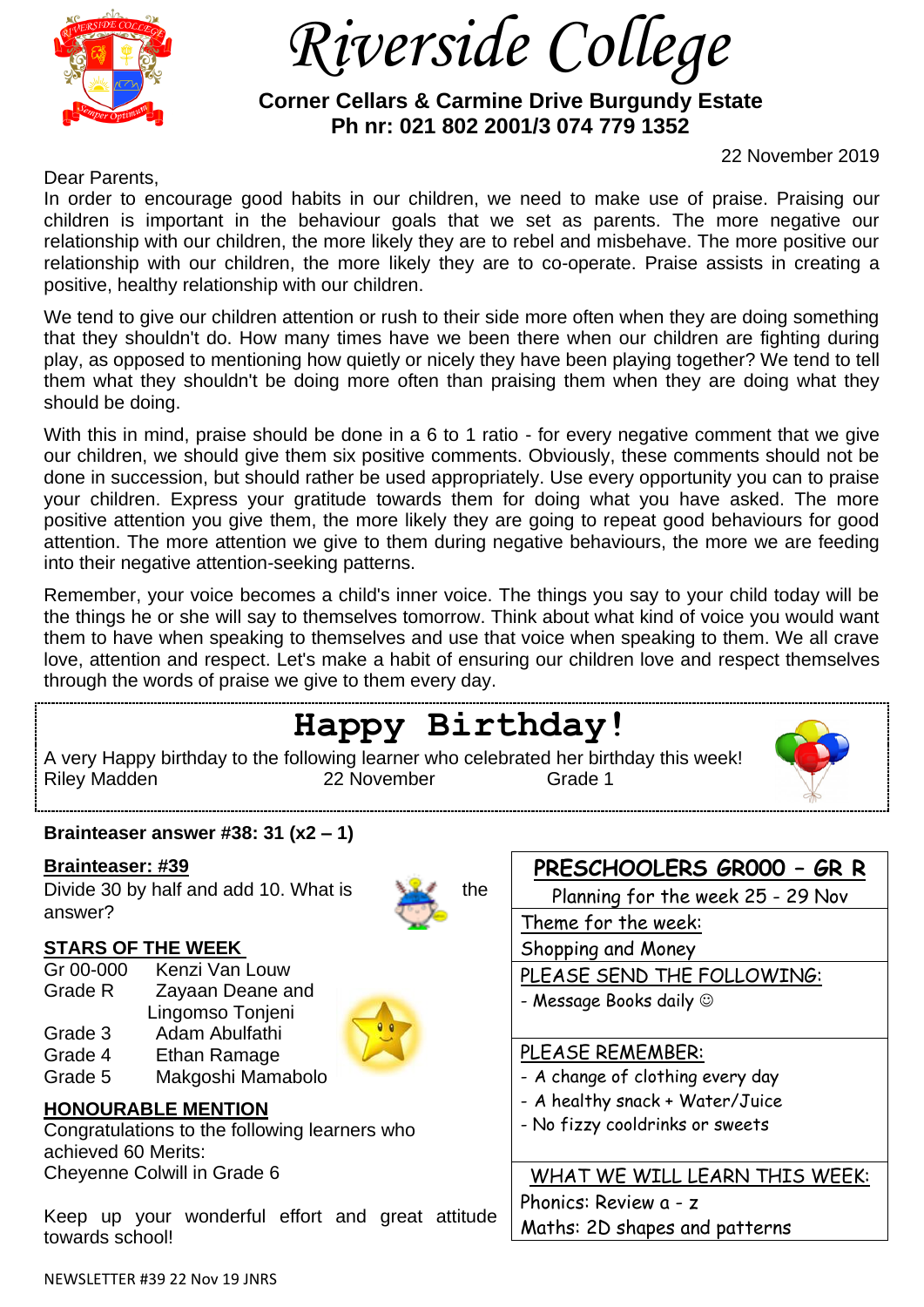# Riverside College

**Corner Cellars & Carmine Drive Burgundy Estate**
**Ph nr: 021 802 2001/3 074 779 1352**

22 November 2019

Dear Parents,

In order to encourage good habits in our children, we need to make use of praise. Praising our children is important in the behaviour goals that we set as parents. The more negative our relationship with our children, the more likely they are to rebel and misbehave. The more positive our relationship with our children, the more likely they are to co-operate. Praise assists in creating a positive, healthy relationship with our children.

We tend to give our children attention or rush to their side more often when they are doing something that they shouldn't do. How many times have we been there when our children are fighting during play, as opposed to mentioning how quietly or nicely they have been playing together? We tend to tell them what they shouldn't be doing more often than praising them when they are doing what they should be doing.

With this in mind, praise should be done in a 6 to 1 ratio - for every negative comment that we give our children, we should give them six positive comments. Obviously, these comments should not be done in succession, but should rather be used appropriately. Use every opportunity you can to praise your children. Express your gratitude towards them for doing what you have asked. The more positive attention you give them, the more likely they are going to repeat good behaviours for good attention. The more attention we give to them during negative behaviours, the more we are feeding into their negative attention-seeking patterns.

Remember, your voice becomes a child's inner voice. The things you say to your child today will be the things he or she will say to themselves tomorrow. Think about what kind of voice you would want them to have when speaking to themselves and use that voice when speaking to them. We all crave love, attention and respect. Let's make a habit of ensuring our children love and respect themselves through the words of praise we give to them every day.

## Happy Birthday!

A very Happy birthday to the following learner who celebrated her birthday this week!

| Riley Madden | 22 November | Grade 1 |
|---|---|---|

**Brainteaser answer #38: 31 (x2 – 1)**

**Brainteaser: #39**

Divide 30 by half and add 10. What is the answer?

**STARS OF THE WEEK**

| Grade | Name |
|---|---|
| Gr 00-000 | Kenzi Van Louw |
| Grade R | Zayaan Deane and Lingomso Tonjeni |
| Grade 3 | Adam Abulfathi |
| Grade 4 | Ethan Ramage |
| Grade 5 | Makgoshi Mamabolo |

**HONOURABLE MENTION**

Congratulations to the following learners who achieved 60 Merits:
Cheyenne Colwill in Grade 6

Keep up your wonderful effort and great attitude towards school!

**PRESCHOOLERS GR000 – GR R**

Planning for the week 25 - 29 Nov

Theme for the week:
Shopping and Money

PLEASE SEND THE FOLLOWING:
- Message Books daily ☺

PLEASE REMEMBER:
- A change of clothing every day
- A healthy snack + Water/Juice
- No fizzy cooldrinks or sweets

WHAT WE WILL LEARN THIS WEEK:
Phonics: Review a - z
Maths: 2D shapes and patterns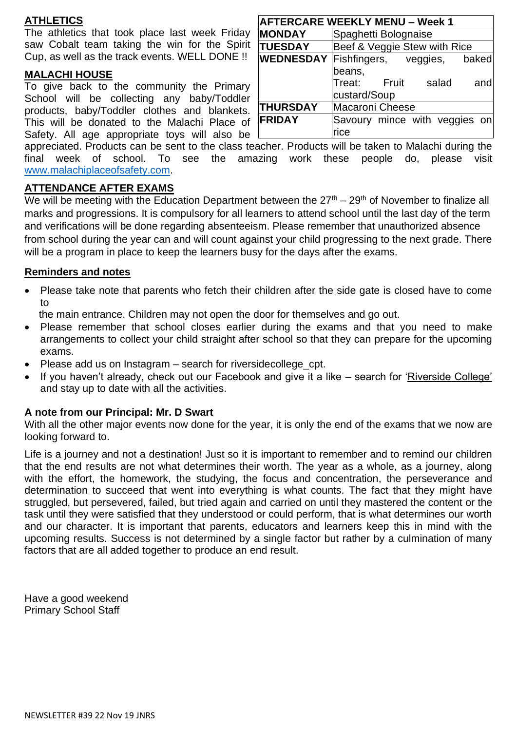## ATHLETICS

The athletics that took place last week Friday saw Cobalt team taking the win for the Spirit Cup, as well as the track events. WELL DONE !!

## MALACHI HOUSE

To give back to the community the Primary School will be collecting any baby/Toddler products, baby/Toddler clothes and blankets. This will be donated to the Malachi Place of Safety. All age appropriate toys will also be appreciated. Products can be sent to the class teacher. Products will be taken to Malachi during the final week of school. To see the amazing work these people do, please visit www.malachiplaceofsafety.com.

| AFTERCARE WEEKLY MENU – Week 1 | |
|---|---|
| MONDAY | Spaghetti Bolognaise |
| TUESDAY | Beef & Veggie Stew with Rice |
| WEDNESDAY | Fishfingers, veggies, baked beans, Treat: Fruit salad and custard/Soup |
| THURSDAY | Macaroni Cheese |
| FRIDAY | Savoury mince with veggies on rice |

## ATTENDANCE AFTER EXAMS

We will be meeting with the Education Department between the 27th – 29th of November to finalize all marks and progressions. It is compulsory for all learners to attend school until the last day of the term and verifications will be done regarding absenteeism. Please remember that unauthorized absence from school during the year can and will count against your child progressing to the next grade. There will be a program in place to keep the learners busy for the days after the exams.

## Reminders and notes

- Please take note that parents who fetch their children after the side gate is closed have to come to the main entrance. Children may not open the door for themselves and go out.
- Please remember that school closes earlier during the exams and that you need to make arrangements to collect your child straight after school so that they can prepare for the upcoming exams.
- Please add us on Instagram – search for riversidecollege_cpt.
- If you haven't already, check out our Facebook and give it a like – search for 'Riverside College' and stay up to date with all the activities.

**A note from our Principal: Mr. D Swart**

With all the other major events now done for the year, it is only the end of the exams that we now are looking forward to.

Life is a journey and not a destination! Just so it is important to remember and to remind our children that the end results are not what determines their worth. The year as a whole, as a journey, along with the effort, the homework, the studying, the focus and concentration, the perseverance and determination to succeed that went into everything is what counts. The fact that they might have struggled, but persevered, failed, but tried again and carried on until they mastered the content or the task until they were satisfied that they understood or could perform, that is what determines our worth and our character. It is important that parents, educators and learners keep this in mind with the upcoming results. Success is not determined by a single factor but rather by a culmination of many factors that are all added together to produce an end result.

Have a good weekend
Primary School Staff